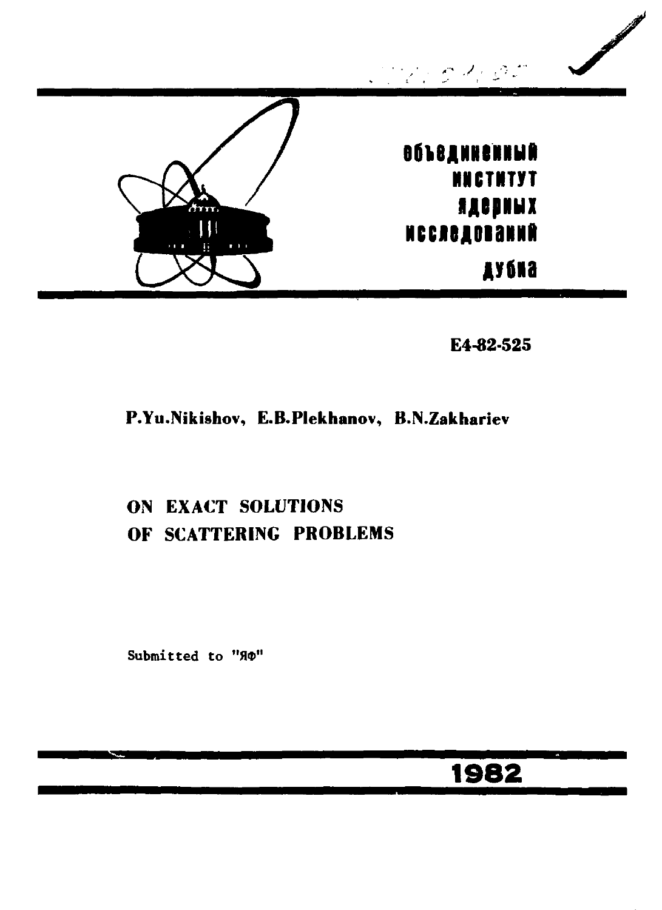объединенный
институт
ядерных
исследований
дубна

E4-82-525

**P.Yu.Nikishov, E.B.Plekhanov, B.N.Zakhariev**

# ON EXACT SOLUTIONS OF SCATTERING PROBLEMS

Submitted to "ЯФ"

**1982**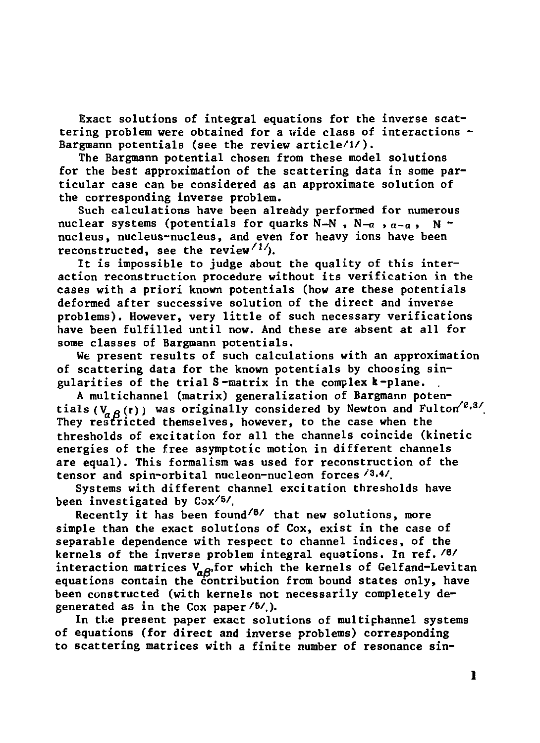Exact solutions of integral equations for the inverse scattering problem were obtained for a wide class of interactions - Bargmann potentials (see the review article[1]).

The Bargmann potential chosen from these model solutions for the best approximation of the scattering data in some particular case can be considered as an approximate solution of the corresponding inverse problem.

Such calculations have been already performed for numerous nuclear systems (potentials for quarks N–N , N–$\alpha$ , $\alpha$–$\alpha$ , N - nucleus, nucleus-nucleus, and even for heavy ions have been reconstructed, see the review[1]).

It is impossible to judge about the quality of this interaction reconstruction procedure without its verification in the cases with a priori known potentials (how are these potentials deformed after successive solution of the direct and inverse problems). However, very little of such necessary verifications have been fulfilled until now. And these are absent at all for some classes of Bargmann potentials.

We present results of such calculations with an approximation of scattering data for the known potentials by choosing singularities of the trial S-matrix in the complex $k$-plane.

A multichannel (matrix) generalization of Bargmann potentials ($V_{\alpha\beta}(r)$) was originally considered by Newton and Fulton[2,3]. They restricted themselves, however, to the case when the thresholds of excitation for all the channels coincide (kinetic energies of the free asymptotic motion in different channels are equal). This formalism was used for reconstruction of the tensor and spin-orbital nucleon-nucleon forces [3,4].

Systems with different channel excitation thresholds have been investigated by Cox[5].

Recently it has been found[6] that new solutions, more simple than the exact solutions of Cox, exist in the case of separable dependence with respect to channel indices, of the kernels of the inverse problem integral equations. In ref. [6] interaction matrices $V_{\alpha\beta}$, for which the kernels of Gelfand-Levitan equations contain the contribution from bound states only, have been constructed (with kernels not necessarily completely degenerated as in the Cox paper [5]).

In the present paper exact solutions of multichannel systems of equations (for direct and inverse problems) corresponding to scattering matrices with a finite number of resonance sin-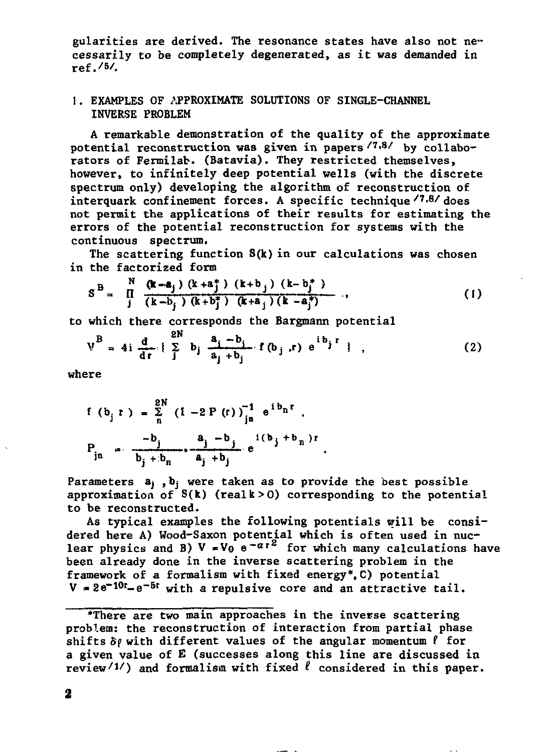gularities are derived. The resonance states have also not necessarily to be completely degenerated, as it was demanded in ref.[5].

## 1. EXAMPLES OF APPROXIMATE SOLUTIONS OF SINGLE-CHANNEL INVERSE PROBLEM

A remarkable demonstration of the quality of the approximate potential reconstruction was given in papers [7,8] by collaborators of Fermilab. (Batavia). They restricted themselves, however, to infinitely deep potential wells (with the discrete spectrum only) developing the algorithm of reconstruction of interquark confinement forces. A specific technique [7,8] does not permit the applications of their results for estimating the errors of the potential reconstruction for systems with the continuous spectrum.

The scattering function S(k) in our calculations was chosen in the factorized form

$$S^B = \prod_j^N \frac{(k-a_j)(k+a_j^*)(k+b_j)(k-b_j^*)}{(k-b_j)(k+b_j^*)(k+a_j)(k-a_j^*)}\,, \tag{1}$$

to which there corresponds the Bargmann potential

$$V^B = 4i\frac{d}{dr}\left\{\sum_j^{2N} b_j \frac{a_j-b_j}{a_j+b_j} f(b_j, r)\, e^{ib_j r}\right\}, \tag{2}$$

where

$$f(b_j, r) = \sum_n^{2N} (1-2P(r))^{-1}_{jn}\, e^{ib_n r}\,,$$

$$P_{jn} = \frac{-b_j}{b_j+b_n}\cdot\frac{a_j-b_j}{a_j+b_j}\, e^{i(b_j+b_n)r}\,.$$

Parameters $a_j$, $b_j$ were taken as to provide the best possible approximation of S(k) (real $k>0$) corresponding to the potential to be reconstructed.

As typical examples the following potentials will be considered here A) Wood-Saxon potential which is often used in nuclear physics and B) $V=V_0\, e^{-\alpha r^2}$ for which many calculations have been already done in the inverse scattering problem in the framework of a formalism with fixed energy*, C) potential $V=2e^{-10r}-e^{-5r}$ with a repulsive core and an attractive tail.

---

*There are two main approaches in the inverse scattering problem: the reconstruction of interaction from partial phase shifts $\delta_\ell$ with different values of the angular momentum $\ell$ for a given value of E (successes along this line are discussed in review[1]) and formalism with fixed $\ell$ considered in this paper.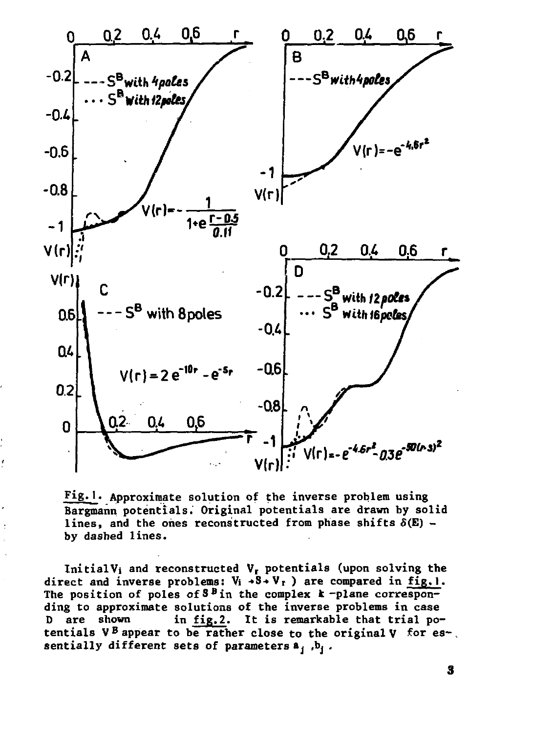Fig. 1. Approximate solution of the inverse problem using Bargmann potentials. Original potentials are drawn by solid lines, and the ones reconstructed from phase shifts $\delta(E)$ - by dashed lines.

Initial $V_i$ and reconstructed $V_r$ potentials (upon solving the direct and inverse problems: $V_i \to S \to V_r$ ) are compared in fig. 1. The position of poles of $S^B$ in the complex $k$-plane corresponding to approximate solutions of the inverse problems in case D are shown in fig. 2. It is remarkable that trial potentials $V^B$ appear to be rather close to the original $V$ for essentially different sets of parameters $a_j$, $b_j$.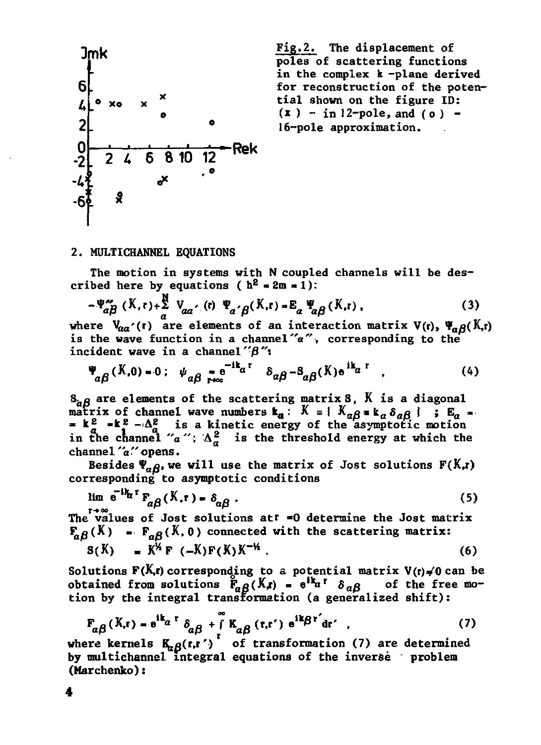Fig.2. The displacement of poles of scattering functions in the complex $k$-plane derived for reconstruction of the potential shown on the figure ID: (x) - in 12-pole, and (o) - 16-pole approximation.

## 2. MULTICHANNEL EQUATIONS

The motion in systems with N coupled channels will be described here by equations ( $\hbar^2 = 2m = 1$):

$$-\Psi''_{\alpha\beta}(K,r)+\sum_{\alpha'}^{N} V_{\alpha\alpha'}(r)\,\Psi_{\alpha'\beta}(K,r)=E_\alpha\,\Psi_{\alpha\beta}(K,r)\,, \tag{3}$$

where $V_{\alpha\alpha'}(r)$ are elements of an interaction matrix $V(r)$, $\Psi_{\alpha\beta}(K,r)$ is the wave function in a channel "$\alpha$", corresponding to the incident wave in a channel "$\beta$":

$$\Psi_{\alpha\beta}(K,0)=0\,;\quad \psi_{\alpha\beta}\underset{r\to\infty}{=} e^{-ik_\alpha r}\,\delta_{\alpha\beta}-S_{\alpha\beta}(K)\,e^{ik_\alpha r}\quad , \tag{4}$$

$S_{\alpha\beta}$ are elements of the scattering matrix $S$, $K$ is a diagonal matrix of channel wave numbers $k_\alpha$: $K = \{\, K_{\alpha\beta} = k_\alpha\,\delta_{\alpha\beta}\,\}$ ; $E_\alpha = k_\alpha^2 = k_1^2 - \Delta_\alpha^2$ is a kinetic energy of the asymptotic motion in the channel "$\alpha$"; $\Delta_\alpha^2$ is the threshold energy at which the channel "$\alpha$" opens.

Besides $\Psi_{\alpha\beta}$, we will use the matrix of Jost solutions $F(K,r)$ corresponding to asymptotic conditions

$$\lim_{r\to\infty} e^{-ik_\alpha r}\,F_{\alpha\beta}(K,r)=\delta_{\alpha\beta}\,. \tag{5}$$

The values of Jost solutions at $r=0$ determine the Jost matrix $F_{\alpha\beta}(K) = F_{\alpha\beta}(K,0)$ connected with the scattering matrix:

$$S(K) \;= K^{1/2}\,F\,(-K)F(K)K^{-1/2}\,. \tag{6}$$

Solutions $F(K,r)$ corresponding to a potential matrix $V(r)\neq 0$ can be obtained from solutions $\overset{\circ}{F}_{\alpha\beta}(K,r) = e^{ik_\alpha r}\,\delta_{\alpha\beta}$ of the free motion by the integral transformation (a generalized shift):

$$F_{\alpha\beta}(K,r)=e^{ik_\alpha r}\,\delta_{\alpha\beta}+\int_r^\infty K_{\alpha\beta}(r,r')\,e^{ik_\beta r'}dr'\quad , \tag{7}$$

where kernels $K_{\alpha\beta}(r,r')$ of transformation (7) are determined by multichannel integral equations of the inverse problem (Marchenko):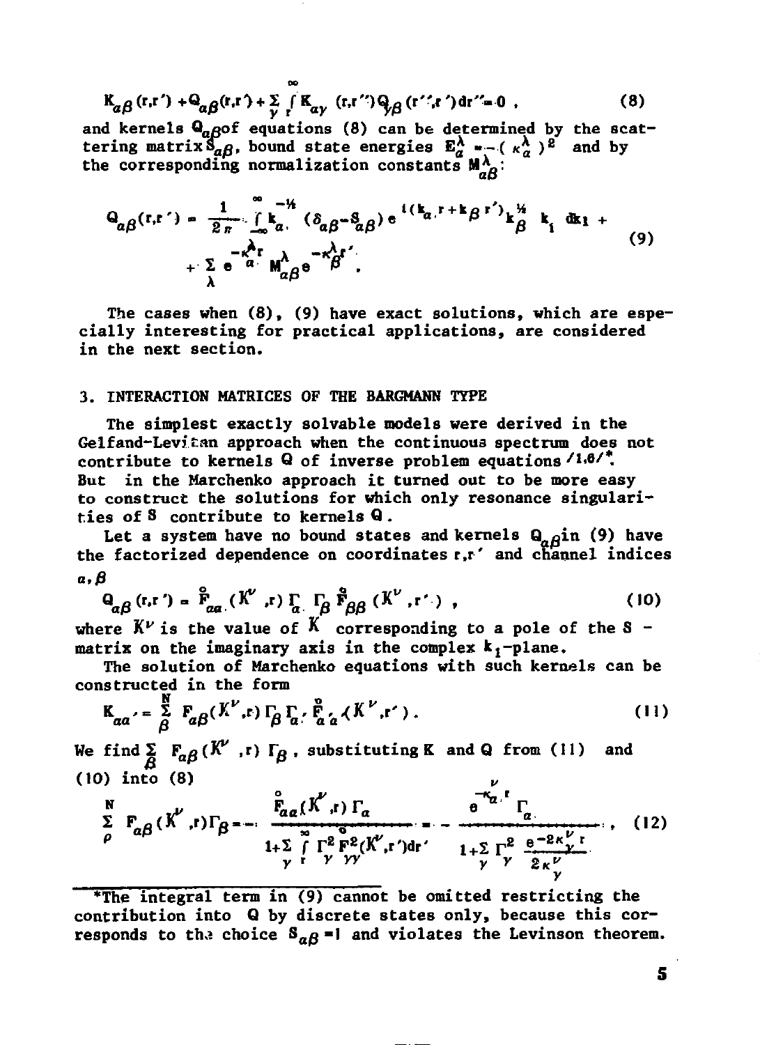$$K_{\alpha\beta}(r,r') + Q_{\alpha\beta}(r,r') + \sum_{\gamma} \int_{r}^{\infty} K_{\alpha\gamma}(r,r'')Q_{\gamma\beta}(r'',r')dr'' = 0 , \tag{8}$$

and kernels $Q_{\alpha\beta}$ of equations (8) can be determined by the scattering matrix $S_{\alpha\beta}$, bound state energies $E^{\lambda}_{\alpha} = -(\kappa^{\lambda}_{\alpha})^{2}$ and by the corresponding normalization constants $M^{\lambda}_{\alpha\beta}$:

$$Q_{\alpha\beta}(r,r') = \frac{1}{2\pi} \int_{-\infty}^{\infty} k_{\alpha}^{-1/2} (\delta_{\alpha\beta} - S_{\alpha\beta}) e^{i(k_{\alpha} r + k_{\beta} r')} k_{\beta}^{1/2}\, k_{1}\, dk_{1} + \sum_{\lambda} e^{-\kappa^{\lambda}_{\alpha} r} M^{\lambda}_{\alpha\beta} e^{-\kappa^{\lambda}_{\beta} r'} . \tag{9}$$

The cases when (8), (9) have exact solutions, which are especially interesting for practical applications, are considered in the next section.

## 3. INTERACTION MATRICES OF THE BARGMANN TYPE

The simplest exactly solvable models were derived in the Gelfand-Levitan approach when the continuous spectrum does not contribute to kernels Q of inverse problem equations /1,6/*. But in the Marchenko approach it turned out to be more easy to construct the solutions for which only resonance singularities of S contribute to kernels Q.

Let a system have no bound states and kernels $Q_{\alpha\beta}$ in (9) have the factorized dependence on coordinates $r, r'$ and channel indices $\alpha, \beta$

$$Q_{\alpha\beta}(r,r') = \overset{\circ}{F}_{\alpha\alpha}(K^{\nu},r)\,\Gamma_{\alpha}\,\Gamma_{\beta}\,\overset{\circ}{F}_{\beta\beta}(K^{\nu},r') , \tag{10}$$

where $K^{\nu}$ is the value of $K$ corresponding to a pole of the S - matrix on the imaginary axis in the complex $k_1$-plane.

The solution of Marchenko equations with such kernels can be constructed in the form

$$K_{\alpha\alpha'} = \sum_{\beta}^{N} F_{\alpha\beta}(K^{\nu},r)\,\Gamma_{\beta}\,\Gamma_{\alpha'}\,\overset{\circ}{F}_{\alpha'\alpha'}(K^{\nu},r') . \tag{11}$$

We find $\sum_{\beta} F_{\alpha\beta}(K^{\nu},r)\,\Gamma_{\beta}$, substituting K and Q from (11) and (10) into (8)

$$\sum_{\rho}^{N} F_{\alpha\beta}(K^{\nu},r)\Gamma_{\beta} = -\frac{\overset{\circ}{F}_{\alpha\alpha}(K^{\nu},r)\,\Gamma_{\alpha}}{1+\sum_{\gamma}\int_{r}^{\infty}\Gamma^{2}_{\gamma}\,\overset{\circ}{F}{}^{2}_{\gamma\gamma}(K^{\nu},r')dr'} = -\frac{e^{-\kappa^{\nu}_{\alpha} r}\,\Gamma_{\alpha}}{1+\sum_{\gamma}\Gamma^{2}_{\gamma}\,\frac{e^{-2\kappa^{\nu}_{\gamma} r}}{2\kappa^{\nu}_{\gamma}}} , \tag{12}$$

---

*The integral term in (9) cannot be omitted restricting the contribution into Q by discrete states only, because this corresponds to the choice $S_{\alpha\beta} = 1$ and violates the Levinson theorem.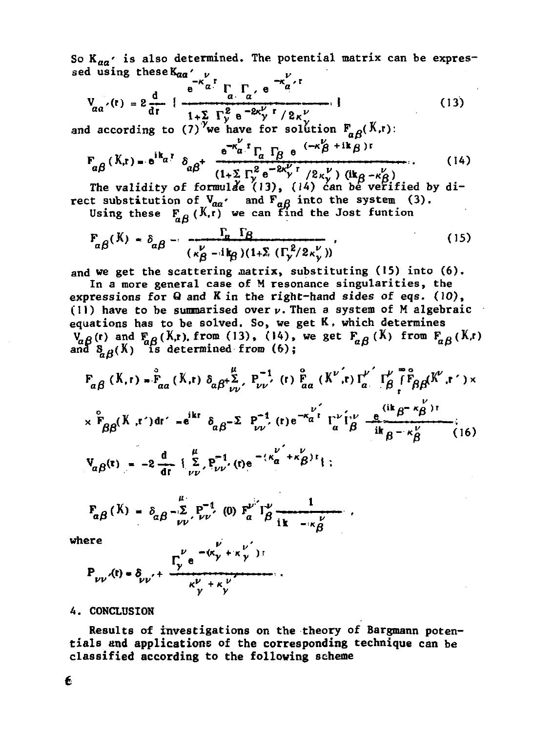So $K_{\alpha\alpha'}$ is also determined. The potential matrix can be expressed using these $K_{\alpha\alpha'}$

$$V_{\alpha\alpha'}(r) = 2\frac{d}{dr}\left\{ \frac{e^{-\kappa_\alpha^\nu r}\,\Gamma_\alpha\,\Gamma_{\alpha'}\,e^{-\kappa_{\alpha'}^\nu r}}{1+\Sigma\,\Gamma_\gamma^2\,e^{-2\kappa_\gamma^\nu r}/2\kappa_\gamma^\nu} \right\} \tag{13}$$

and according to (7) we have for solution $F_{\alpha\beta}(K,r)$:

$$F_{\alpha\beta}(K,r) = e^{ik_\alpha r}\,\delta_{\alpha\beta} + \frac{e^{-\kappa_\alpha^\nu r}\,\Gamma_\alpha\,\Gamma_\beta\,e^{(-\kappa_\beta^\nu + ik_\beta)r}}{(1+\Sigma\,\Gamma_\gamma^2\,e^{-2\kappa_\gamma^\nu r}/2\kappa_\gamma^\nu)\,(ik_\beta - \kappa_\beta^\nu)}. \tag{14}$$

The validity of formulae (13), (14) can be verified by direct substitution of $V_{\alpha\alpha'}$ and $F_{\alpha\beta}$ into the system (3).

Using these $F_{\alpha\beta}(K,r)$ we can find the Jost funtion

$$F_{\alpha\beta}(K) = \delta_{\alpha\beta} - \frac{\Gamma_\alpha\,\Gamma_\beta}{(\kappa_\beta^\nu - ik_\beta)(1+\Sigma\,(\Gamma_\gamma^2/2\kappa_\gamma^\nu))}, \tag{15}$$

and we get the scattering matrix, substituting (15) into (6).

In a more general case of M resonance singularities, the expressions for Q and K in the right-hand sides of eqs. (10), (11) have to be summarised over $\nu$. Then a system of M algebraic equations has to be solved. So, we get K, which determines $V_{\alpha\beta}(r)$ and $F_{\alpha\beta}(K,r)$, from (13), (14), we get $F_{\alpha\beta}(K)$ from $F_{\alpha\beta}(K,r)$ and $S_{\alpha\beta}(K)$ is determined from (6);

$$F_{\alpha\beta}(K,r) = \overset{\circ}{F}_{\alpha\alpha}(K,r)\,\delta_{\alpha\beta} + \sum_{\nu\nu'}^{\mu} P_{\nu\nu'}^{-1}(r)\,\overset{\circ}{F}_{\alpha\alpha}(K^{\nu'},r)\,\Gamma_\alpha^{\nu'}\,\Gamma_\beta^{\nu}\int_r^\infty \overset{\circ}{F}_{\beta\beta}(K^\nu,r')\times$$

$$\times\,\overset{\circ}{F}_{\beta\beta}(K,r')\,dr' = e^{ikr}\,\delta_{\alpha\beta} - \Sigma\,P_{\nu\nu'}^{-1}(r)\,e^{-\kappa_\alpha^{\nu'} r}\,\Gamma_\alpha^{\nu'}\,\Gamma_\beta^{\nu}\,\frac{e^{(ik_\beta - \kappa_\beta^\nu)r}}{ik_\beta - \kappa_\beta^\nu}; \tag{16}$$

$$V_{\alpha\beta}(r) = -2\frac{d}{dr}\left\{\sum_{\nu\nu'}^{\mu} P_{\nu\nu'}^{-1}(r)\,e^{-(\kappa_\alpha^{\nu'} + \kappa_\beta^{\nu})r}\right\};$$

$$F_{\alpha\beta}(K) = \delta_{\alpha\beta} - \sum_{\nu\nu'}^{\mu} P_{\nu\nu'}^{-1}(0)\,F_\alpha^{\nu'}\,\Gamma_\beta^{\nu}\,\frac{1}{ik - \kappa_\beta^\nu},$$

where

$$P_{\nu\nu'}(r) = \delta_{\nu\nu'} + \frac{\Gamma_\gamma^\nu\,e^{-(\kappa_\gamma^\nu + \kappa_\gamma^{\nu'})r}}{\kappa_\gamma^\nu + \kappa_\gamma^{\nu'}}.$$

## 4. CONCLUSION

Results of investigations on the theory of Bargmann potentials and applications of the corresponding technique can be classified according to the following scheme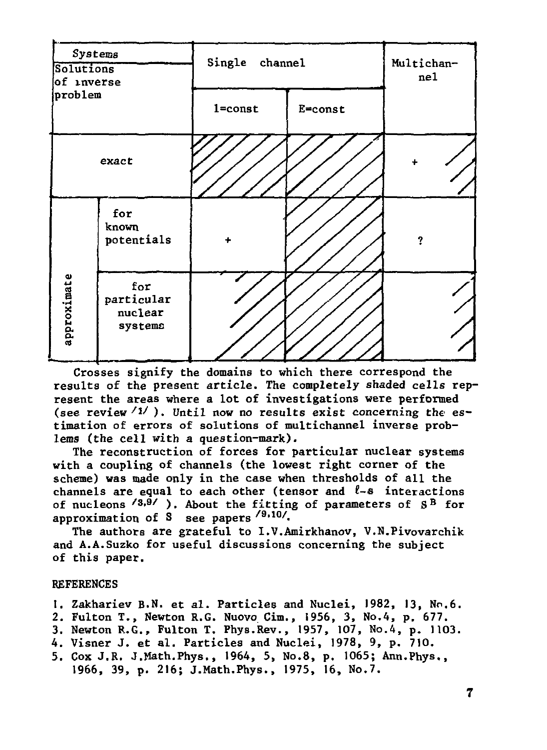| Systems / Solutions of inverse problem | | Single channel | | Multichannel |
|---|---|---|---|---|
| | | l=const | E=const | |
| exact | | | | + |
| approximate | for known potentials | + | | ? |
| | for particular nuclear systems | | | |

Crosses signify the domains to which there correspond the results of the present article. The completely shaded cells represent the areas where a lot of investigations were performed (see review [1]). Until now no results exist concerning the estimation of errors of solutions of multichannel inverse problems (the cell with a question-mark).

The reconstruction of forces for particular nuclear systems with a coupling of channels (the lowest right corner of the scheme) was made only in the case when thresholds of all the channels are equal to each other (tensor and $\ell$-s interactions of nucleons [8,9]). About the fitting of parameters of $S^B$ for approximation of S see papers [9,10].

The authors are grateful to I.V.Amirkhanov, V.N.Pivovarchik and A.A.Suzko for useful discussions concerning the subject of this paper.

## REFERENCES

1. Zakhariev B.N. et al. Particles and Nuclei, 1982, 13, No.6.
2. Fulton T., Newton R.G. Nuovo Cim., 1956, 3, No.4, p. 677.
3. Newton R.G., Fulton T. Phys.Rev., 1957, 107, No.4, p. 1103.
4. Visner J. et al. Particles and Nuclei, 1978, 9, p. 710.
5. Cox J.R. J.Math.Phys., 1964, 5, No.8, p. 1065; Ann.Phys., 1966, 39, p. 216; J.Math.Phys., 1975, 16, No.7.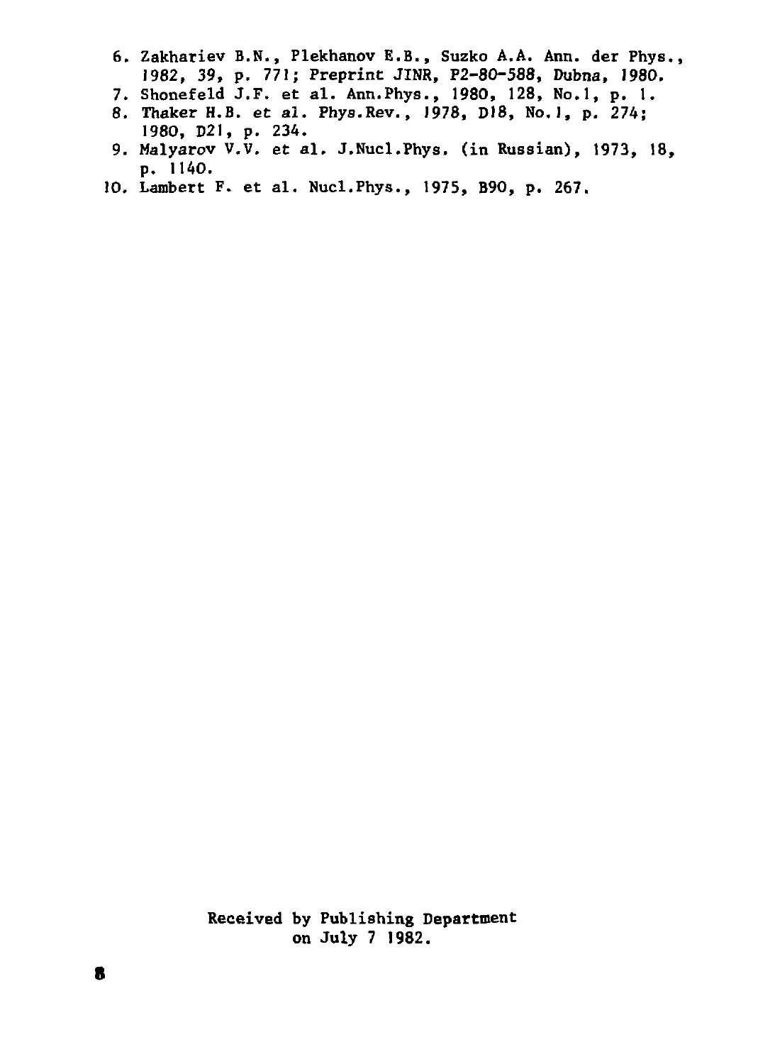6. Zakhariev B.N., Plekhanov E.B., Suzko A.A. Ann. der Phys., 1982, 39, p. 771; Preprint JINR, P2-80-588, Dubna, 1980.
7. Shonefeld J.F. et al. Ann.Phys., 1980, 128, No.1, p. 1.
8. Thaker H.B. et al. Phys.Rev., 1978, D18, No.1, p. 274; 1980, D21, p. 234.
9. Malyarov V.V. et al. J.Nucl.Phys. (in Russian), 1973, 18, p. 1140.
10. Lambert F. et al. Nucl.Phys., 1975, B90, p. 267.

Received by Publishing Department on July 7 1982.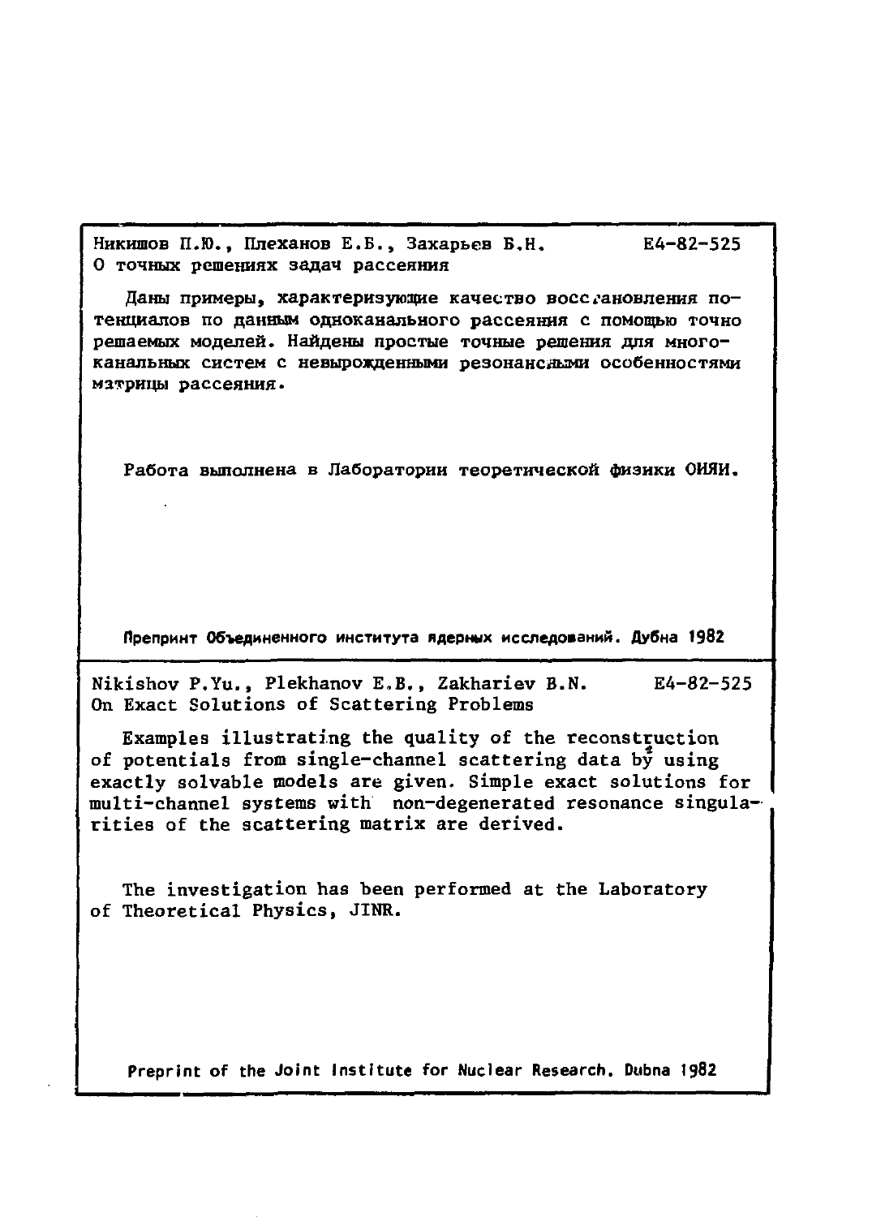Никишов П.Ю., Плеханов Е.Б., Захарьев Б.Н. E4-82-525

О точных решениях задач рассеяния

Даны примеры, характеризующие качество восстановления потенциалов по данным одноканального рассеяния с помощью точно решаемых моделей. Найдены простые точные решения для многоканальных систем с невырожденными резонансными особенностями матрицы рассеяния.

Работа выполнена в Лаборатории теоретической физики ОИЯИ.

Препринт Объединенного института ядерных исследований. Дубна 1982

---

Nikishov P.Yu., Plekhanov E.B., Zakhariev B.N. E4-82-525

On Exact Solutions of Scattering Problems

Examples illustrating the quality of the reconstruction of potentials from single-channel scattering data by using exactly solvable models are given. Simple exact solutions for multi-channel systems with non-degenerated resonance singularities of the scattering matrix are derived.

The investigation has been performed at the Laboratory of Theoretical Physics, JINR.

Preprint of the Joint Institute for Nuclear Research. Dubna 1982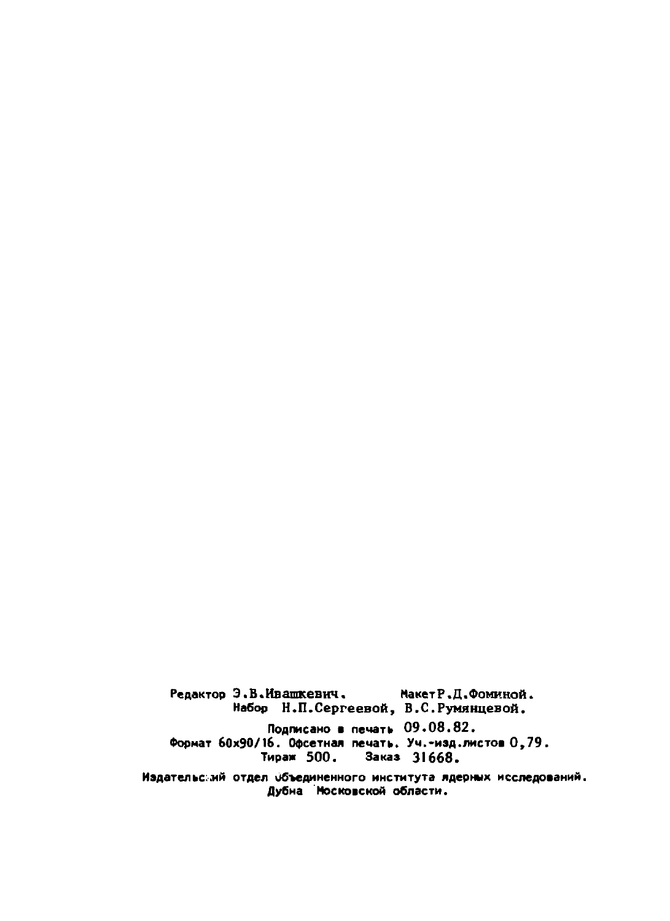Редактор Э.В.Ивашкевич.        Макет Р.Д.Фоминой.
Набор Н.П.Сергеевой, В.С.Румянцевой.

Подписано в печать 09.08.82.
Формат 60x90/16. Офсетная печать. Уч.-изд.листов 0,79.
Тираж 500. Заказ 31668.

Издательский отдел Объединенного института ядерных исследований.
Дубна Московской области.